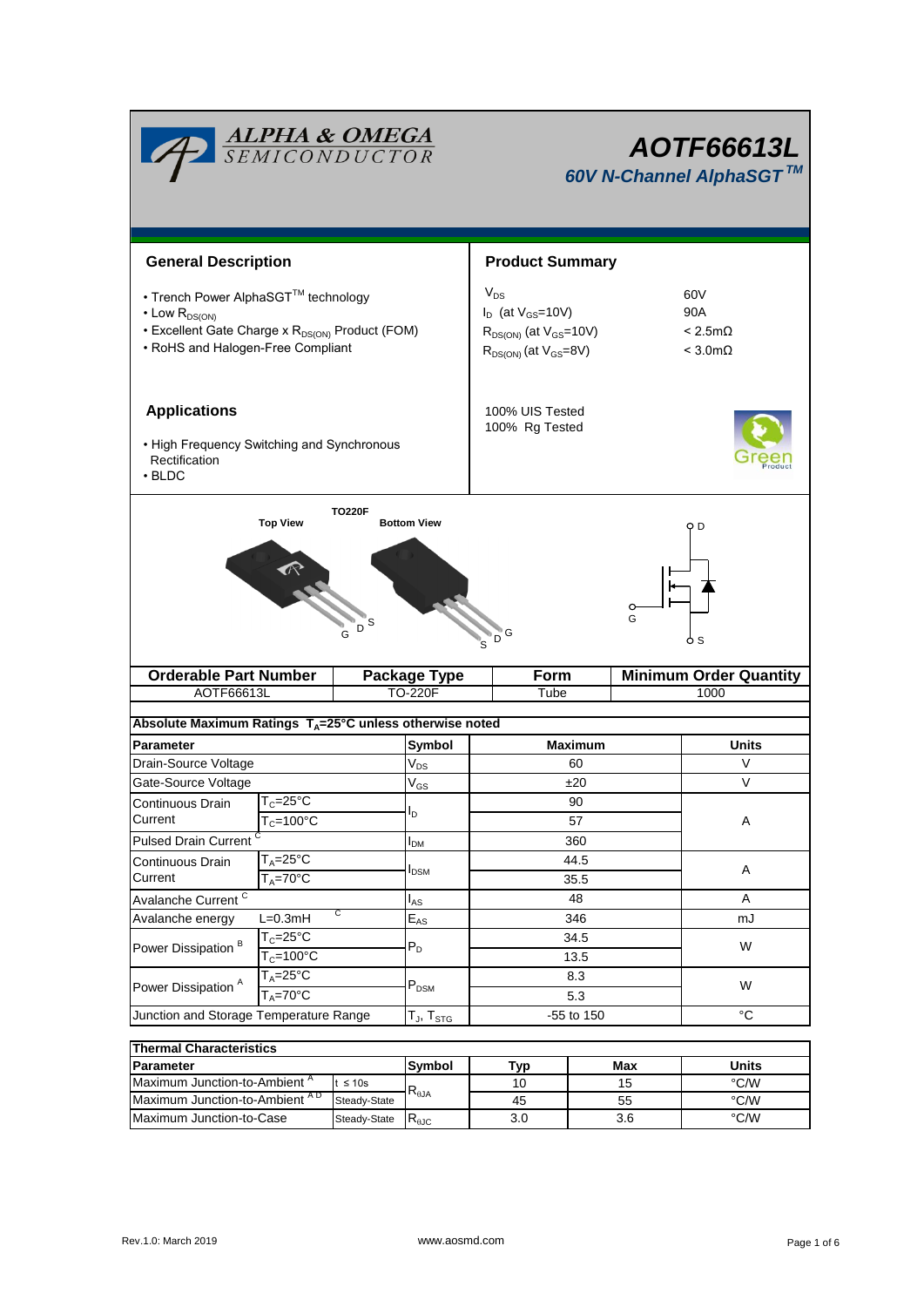# AOTF66613L

## *60V N-Channel AlphaSGT™*

## General Description

- Trench Power AlphaSGT™ technology
- Low $R_{DS(ON)}$
- Excellent Gate Charge x $R_{DS(ON)}$ Product (FOM)
- RoHS and Halogen-Free Compliant

## Product Summary

| | |
|---|---|
| $V_{DS}$ | 60V |
| $I_D$ (at $V_{GS}$=10V) | 90A |
| $R_{DS(ON)}$ (at $V_{GS}$=10V) | < 2.5mΩ |
| $R_{DS(ON)}$ (at $V_{GS}$=8V) | < 3.0mΩ |

100% UIS Tested
100% Rg Tested

## Applications

- High Frequency Switching and Synchronous Rectification
- BLDC

TO220F

Top View — G D S

Bottom View — S D G

D, G, S

| Orderable Part Number | Package Type | Form | Minimum Order Quantity |
|---|---|---|---|
| AOTF66613L | TO-220F | Tube | 1000 |

**Absolute Maximum Ratings $T_A$=25°C unless otherwise noted**

| Parameter | | Symbol | Maximum | Units |
|---|---|---|---|---|
| Drain-Source Voltage | | $V_{DS}$ | 60 | V |
| Gate-Source Voltage | | $V_{GS}$ | ±20 | V |
| Continuous Drain Current | $T_C$=25°C | $I_D$ | 90 | A |
| | $T_C$=100°C | | 57 | |
| Pulsed Drain Current [C] | | $I_{DM}$ | 360 | |
| Continuous Drain Current | $T_A$=25°C | $I_{DSM}$ | 44.5 | A |
| | $T_A$=70°C | | 35.5 | |
| Avalanche Current [C] | | $I_{AS}$ | 48 | A |
| Avalanche energy | L=0.3mH [C] | $E_{AS}$ | 346 | mJ |
| Power Dissipation [B] | $T_C$=25°C | $P_D$ | 34.5 | W |
| | $T_C$=100°C | | 13.5 | |
| Power Dissipation [A] | $T_A$=25°C | $P_{DSM}$ | 8.3 | W |
| | $T_A$=70°C | | 5.3 | |
| Junction and Storage Temperature Range | | $T_J$, $T_{STG}$ | -55 to 150 | °C |

**Thermal Characteristics**

| Parameter | | Symbol | Typ | Max | Units |
|---|---|---|---|---|---|
| Maximum Junction-to-Ambient [A] | t ≤ 10s | $R_{\theta JA}$ | 10 | 15 | °C/W |
| Maximum Junction-to-Ambient [A D] | Steady-State | | 45 | 55 | °C/W |
| Maximum Junction-to-Case | Steady-State | $R_{\theta JC}$ | 3.0 | 3.6 | °C/W |

Rev.1.0: March 2019 www.aosmd.com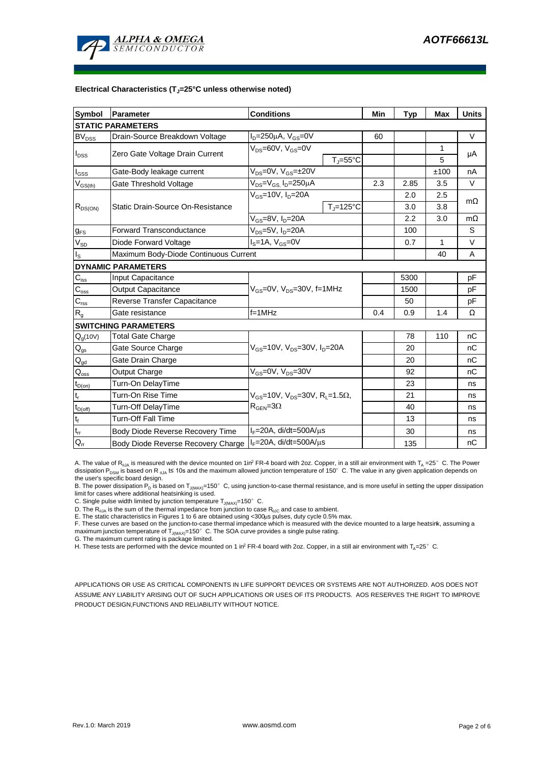**Electrical Characteristics ($T_J$=25°C unless otherwise noted)**

| Symbol | Parameter | Conditions | Min | Typ | Max | Units |
|---|---|---|---|---|---|---|
| **STATIC PARAMETERS** | | | | | | |
| $BV_{DSS}$ | Drain-Source Breakdown Voltage | $I_D$=250µA, $V_{GS}$=0V | 60 | | | V |
| $I_{DSS}$ | Zero Gate Voltage Drain Current | $V_{DS}$=60V, $V_{GS}$=0V | | | 1 | µA |
| | | $T_J$=55°C | | | 5 | |
| $I_{GSS}$ | Gate-Body leakage current | $V_{DS}$=0V, $V_{GS}$=±20V | | | ±100 | nA |
| $V_{GS(th)}$ | Gate Threshold Voltage | $V_{DS}$=$V_{GS}$, $I_D$=250µA | 2.3 | 2.85 | 3.5 | V |
| $R_{DS(ON)}$ | Static Drain-Source On-Resistance | $V_{GS}$=10V, $I_D$=20A | | 2.0 | 2.5 | mΩ |
| | | $T_J$=125°C | | 3.0 | 3.8 | |
| | | $V_{GS}$=8V, $I_D$=20A | | 2.2 | 3.0 | mΩ |
| $g_{FS}$ | Forward Transconductance | $V_{DS}$=5V, $I_D$=20A | | 100 | | S |
| $V_{SD}$ | Diode Forward Voltage | $I_S$=1A, $V_{GS}$=0V | | 0.7 | 1 | V |
| $I_S$ | Maximum Body-Diode Continuous Current | | | | 40 | A |
| **DYNAMIC PARAMETERS** | | | | | | |
| $C_{iss}$ | Input Capacitance | $V_{GS}$=0V, $V_{DS}$=30V, f=1MHz | | 5300 | | pF |
| $C_{oss}$ | Output Capacitance | | | 1500 | | pF |
| $C_{rss}$ | Reverse Transfer Capacitance | | | 50 | | pF |
| $R_g$ | Gate resistance | f=1MHz | 0.4 | 0.9 | 1.4 | Ω |
| **SWITCHING PARAMETERS** | | | | | | |
| $Q_g$(10V) | Total Gate Charge | $V_{GS}$=10V, $V_{DS}$=30V, $I_D$=20A | | 78 | 110 | nC |
| $Q_{gs}$ | Gate Source Charge | | | 20 | | nC |
| $Q_{gd}$ | Gate Drain Charge | | | 20 | | nC |
| $Q_{oss}$ | Output Charge | $V_{GS}$=0V, $V_{DS}$=30V | | 92 | | nC |
| $t_{D(on)}$ | Turn-On DelayTime | $V_{GS}$=10V, $V_{DS}$=30V, $R_L$=1.5Ω, $R_{GEN}$=3Ω | | 23 | | ns |
| $t_r$ | Turn-On Rise Time | | | 21 | | ns |
| $t_{D(off)}$ | Turn-Off DelayTime | | | 40 | | ns |
| $t_f$ | Turn-Off Fall Time | | | 13 | | ns |
| $t_{rr}$ | Body Diode Reverse Recovery Time | $I_F$=20A, di/dt=500A/µs | | 30 | | ns |
| $Q_{rr}$ | Body Diode Reverse Recovery Charge | $I_F$=20A, di/dt=500A/µs | | 135 | | nC |

A. The value of $R_{\theta JA}$ is measured with the device mounted on 1in$^2$ FR-4 board with 2oz. Copper, in a still air environment with $T_A$ =25° C. The Power dissipation $P_{DSM}$ is based on $R_{\theta JA}$ t≤ 10s and the maximum allowed junction temperature of 150° C. The value in any given application depends on the user's specific board design.

B. The power dissipation $P_D$ is based on $T_{J(MAX)}$=150° C, using junction-to-case thermal resistance, and is more useful in setting the upper dissipation limit for cases where additional heatsinking is used.

C. Single pulse width limited by junction temperature $T_{J(MAX)}$=150° C.

D. The $R_{\theta JA}$ is the sum of the thermal impedance from junction to case $R_{\theta JC}$ and case to ambient.

E. The static characteristics in Figures 1 to 6 are obtained using <300µs pulses, duty cycle 0.5% max.

F. These curves are based on the junction-to-case thermal impedance which is measured with the device mounted to a large heatsink, assuming a maximum junction temperature of $T_{J(MAX)}$=150° C. The SOA curve provides a single pulse rating.

G. The maximum current rating is package limited.

H. These tests are performed with the device mounted on 1 in$^2$ FR-4 board with 2oz. Copper, in a still air environment with $T_A$=25° C.

APPLICATIONS OR USE AS CRITICAL COMPONENTS IN LIFE SUPPORT DEVICES OR SYSTEMS ARE NOT AUTHORIZED. AOS DOES NOT ASSUME ANY LIABILITY ARISING OUT OF SUCH APPLICATIONS OR USES OF ITS PRODUCTS. AOS RESERVES THE RIGHT TO IMPROVE PRODUCT DESIGN,FUNCTIONS AND RELIABILITY WITHOUT NOTICE.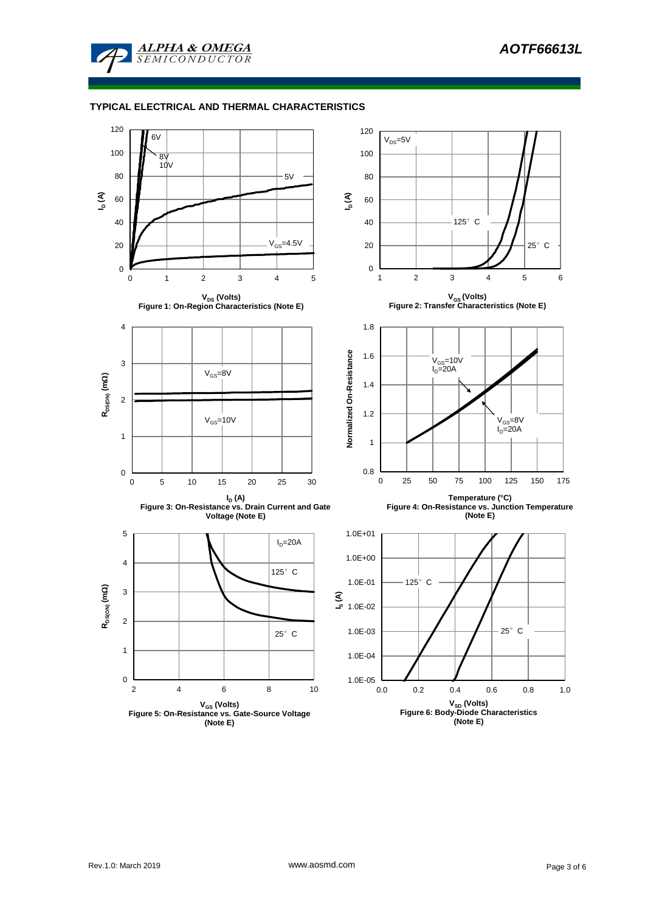## TYPICAL ELECTRICAL AND THERMAL CHARACTERISTICS

$V_{DS}$ (Volts)

Figure 1: On-Region Characteristics (Note E)

$V_{GS}$ (Volts)

Figure 2: Transfer Characteristics (Note E)

$I_D$ (A)

Figure 3: On-Resistance vs. Drain Current and Gate Voltage (Note E)

Temperature (°C)

Figure 4: On-Resistance vs. Junction Temperature (Note E)

$V_{GS}$ (Volts)

Figure 5: On-Resistance vs. Gate-Source Voltage (Note E)

$V_{SD}$ (Volts)

Figure 6: Body-Diode Characteristics (Note E)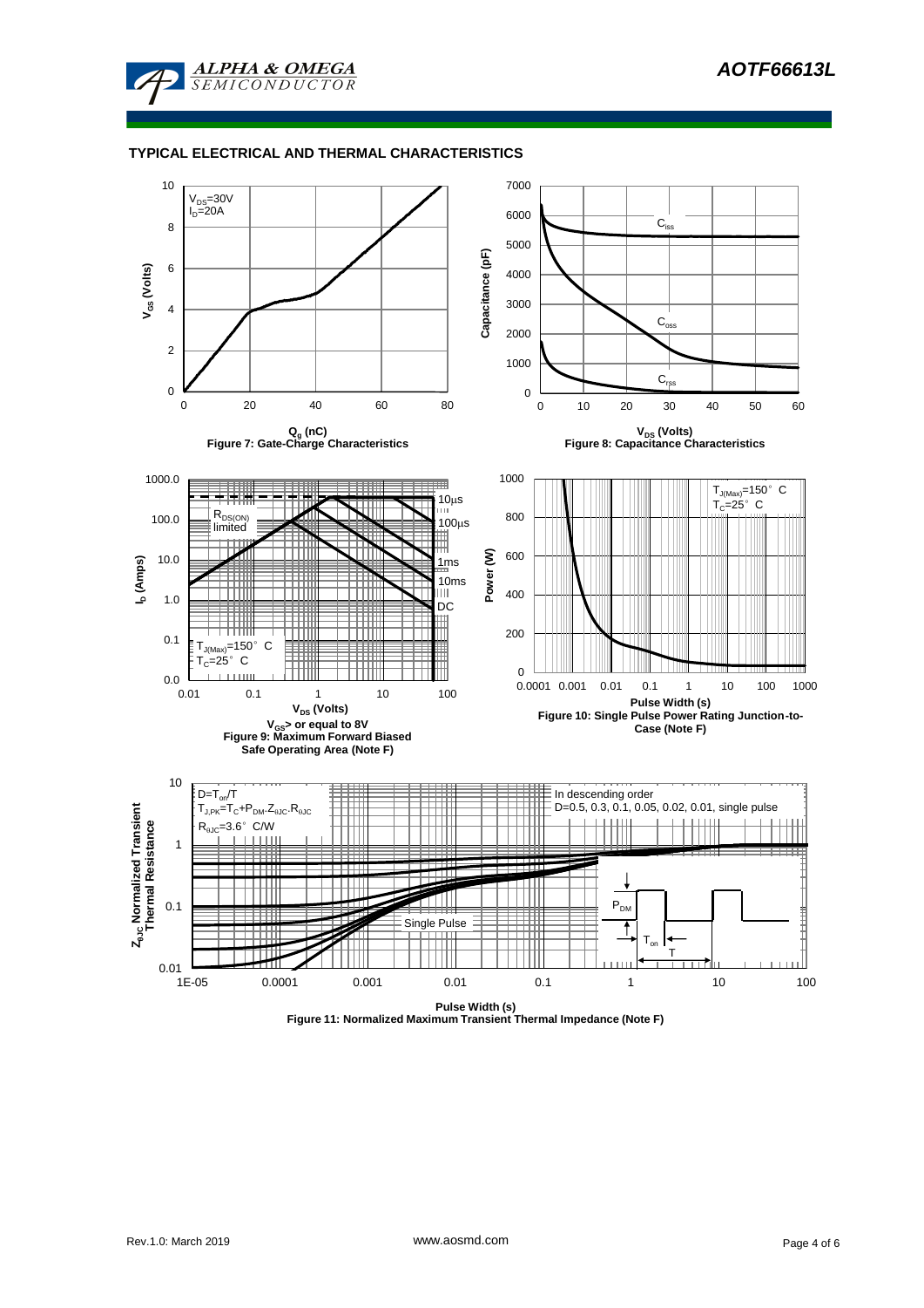## TYPICAL ELECTRICAL AND THERMAL CHARACTERISTICS

$V_{DS}$=30V
$I_D$=20A

$V_{GS}$ (Volts)

$Q_g$ (nC)

Figure 7: Gate-Charge Characteristics

$C_{iss}$

$C_{oss}$

$C_{rss}$

Capacitance (pF)

$V_{DS}$ (Volts)

Figure 8: Capacitance Characteristics

$R_{DS(ON)}$ limited

10µs

100µs

1ms

10ms

DC

$T_{J(Max)}$=150° C
$T_C$=25° C

$I_D$ (Amps)

$V_{DS}$ (Volts)

$V_{GS}$> or equal to 8V

Figure 9: Maximum Forward Biased Safe Operating Area (Note F)

$T_{J(Max)}$=150° C
$T_C$=25° C

Power (W)

Pulse Width (s)

Figure 10: Single Pulse Power Rating Junction-to-Case (Note F)

$D=T_{on}/T$
$T_{J,PK}=T_C+P_{DM}.Z_{\theta JC}.R_{\theta JC}$
$R_{\theta JC}$=3.6° C/W

In descending order
D=0.5, 0.3, 0.1, 0.05, 0.02, 0.01, single pulse

Single Pulse

$P_{DM}$

$T_{on}$

T

$Z_{\theta JC}$ Normalized Transient Thermal Resistance

Pulse Width (s)

Figure 11: Normalized Maximum Transient Thermal Impedance (Note F)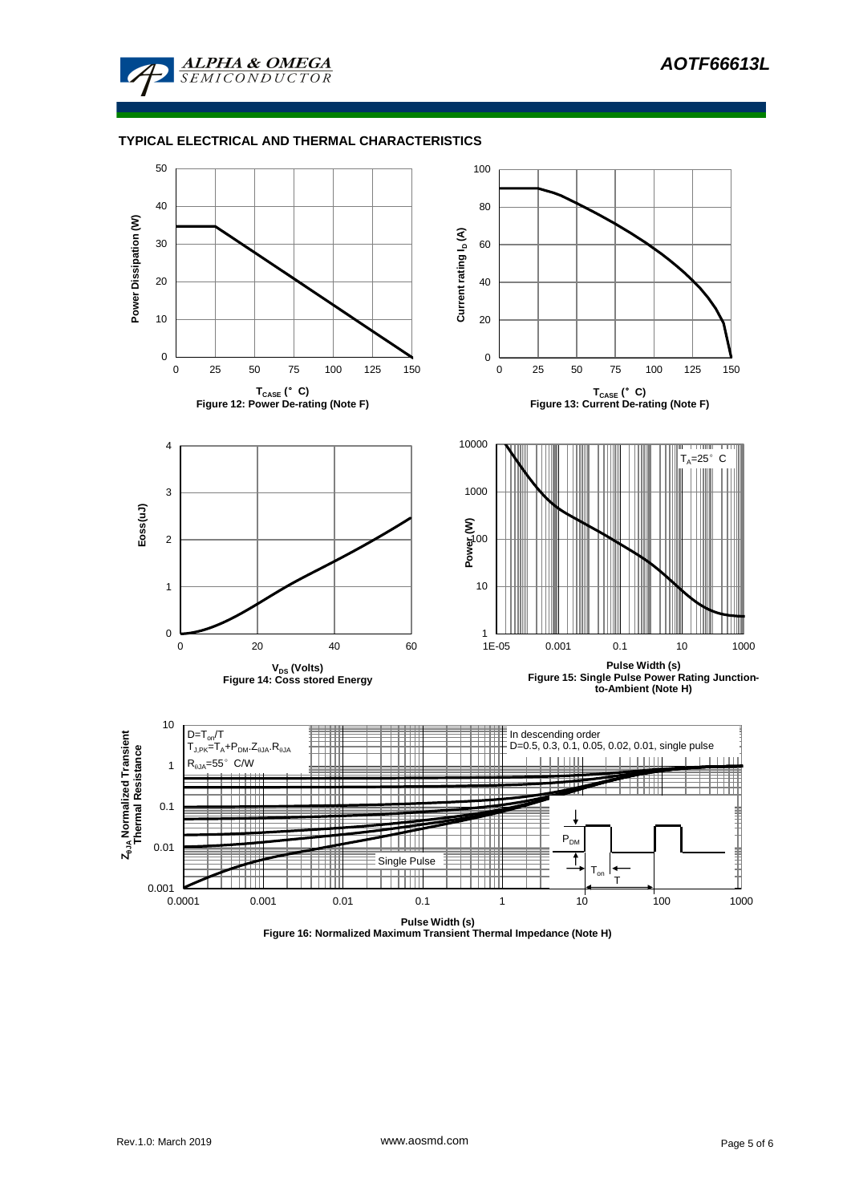## TYPICAL ELECTRICAL AND THERMAL CHARACTERISTICS

Figure 12: Power De-rating (Note F)

Figure 13: Current De-rating (Note F)

Figure 14: Coss stored Energy

Figure 15: Single Pulse Power Rating Junction-to-Ambient (Note H)

Figure 16: Normalized Maximum Transient Thermal Impedance (Note H)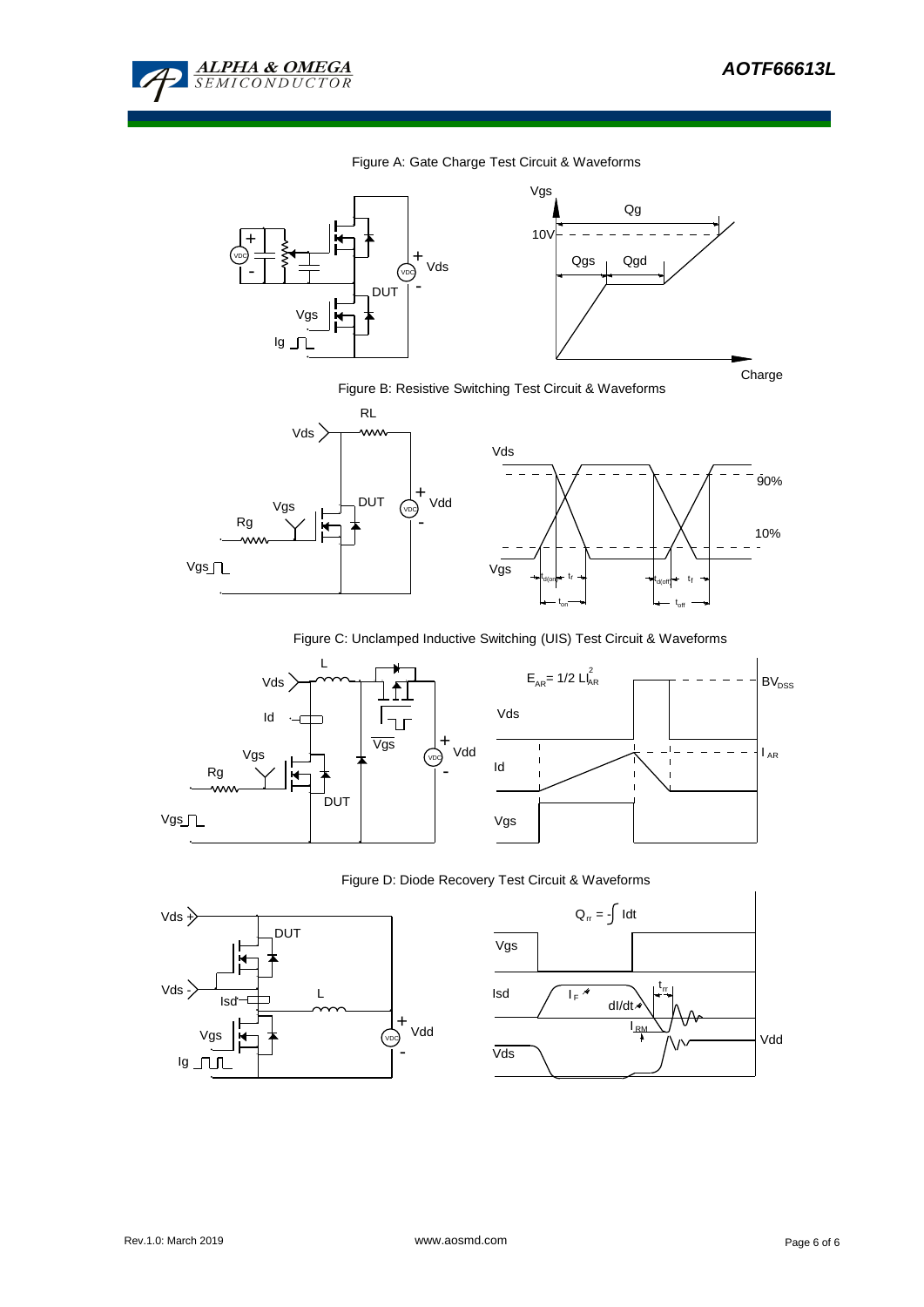Figure A: Gate Charge Test Circuit & Waveforms

VDC
+
-
Vds
+
-
VDC
DUT
Vgs
Ig

Vgs
Qg
10V
Qgs
Qgd
Charge

Figure B: Resistive Switching Test Circuit & Waveforms

RL
Vds
Vgs
DUT
Rg
Vgs
VDC
+
Vdd
-

Vds
90%
10%
Vgs
$t_{d(on)}$
$t_r$
$t_{on}$
$t_{d(off)}$
$t_f$
$t_{off}$

Figure C: Unclamped Inductive Switching (UIS) Test Circuit & Waveforms

L
Vds
Id
Vgs
Vgs
Rg
Vgs
DUT
VDC
+
Vdd
-

$E_{AR} = 1/2\ LI_{AR}^2$
$BV_{DSS}$
Vds
Id
$I_{AR}$
Vgs

Figure D: Diode Recovery Test Circuit & Waveforms

Vds +
DUT
Vds -
Isd
L
Vgs
Ig
VDC
+
Vdd
-

$Q_{rr} = -\int Idt$
Vgs
Isd
$I_F$
dI/dt
$t_{rr}$
$I_{RM}$
Vds
Vdd